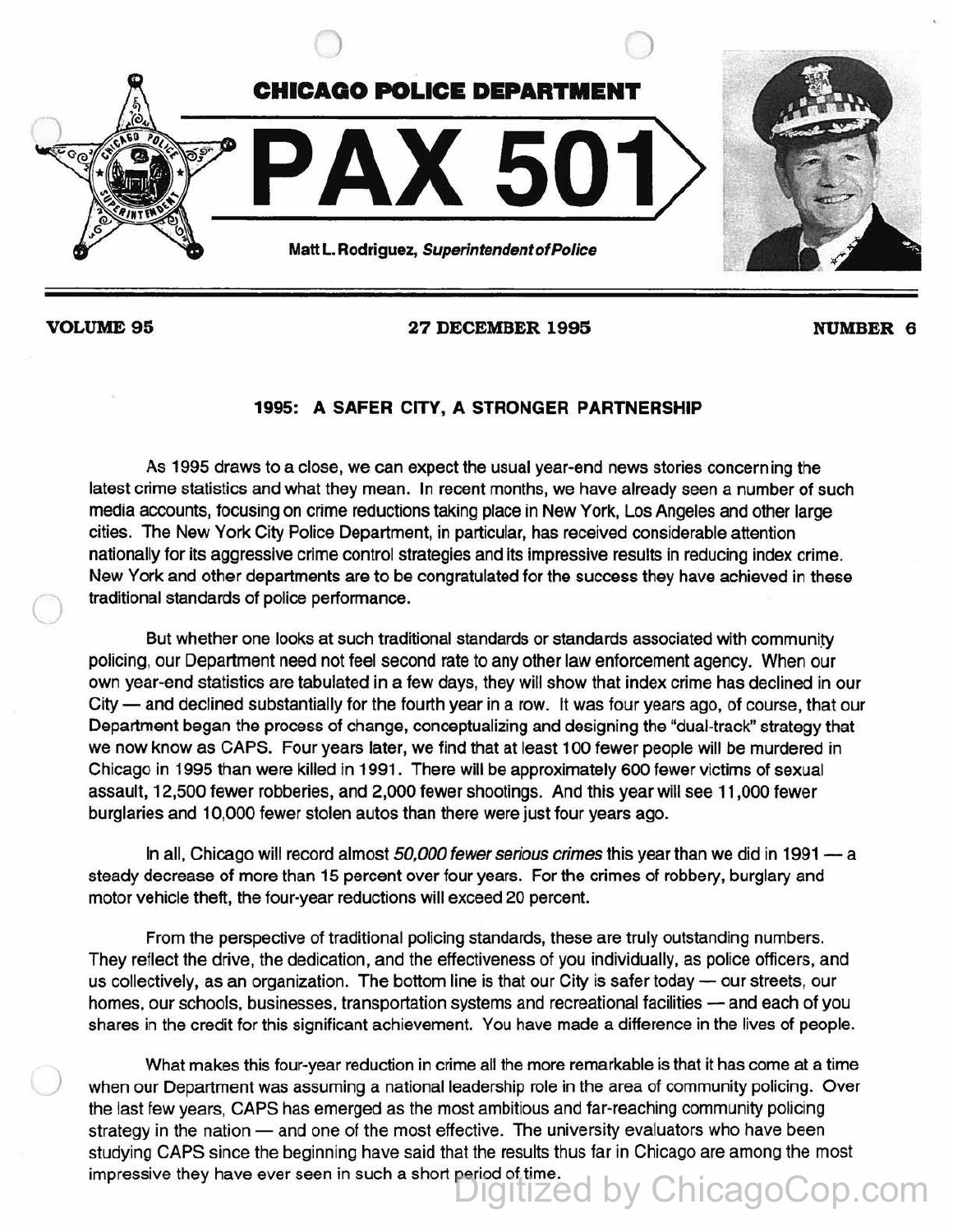# CHICAGO POLICE DEPARTMENT

# PAX 501

Matt L. Rodriguez, *Superintendent of Police*

**VOLUME 95** **27 DECEMBER 1995** **NUMBER 6**

## 1995: A SAFER CITY, A STRONGER PARTNERSHIP

As 1995 draws to a close, we can expect the usual year-end news stories concerning the latest crime statistics and what they mean. In recent months, we have already seen a number of such media accounts, focusing on crime reductions taking place in New York, Los Angeles and other large cities. The New York City Police Department, in particular, has received considerable attention nationally for its aggressive crime control strategies and its impressive results in reducing index crime. New York and other departments are to be congratulated for the success they have achieved in these traditional standards of police performance.

But whether one looks at such traditional standards or standards associated with community policing, our Department need not feel second rate to any other law enforcement agency. When our own year-end statistics are tabulated in a few days, they will show that index crime has declined in our City — and declined substantially for the fourth year in a row. It was four years ago, of course, that our Department began the process of change, conceptualizing and designing the "dual-track" strategy that we now know as CAPS. Four years later, we find that at least 100 fewer people will be murdered in Chicago in 1995 than were killed in 1991. There will be approximately 600 fewer victims of sexual assault, 12,500 fewer robberies, and 2,000 fewer shootings. And this year will see 11,000 fewer burglaries and 10,000 fewer stolen autos than there were just four years ago.

In all, Chicago will record almost *50,000 fewer serious crimes* this year than we did in 1991 — a steady decrease of more than 15 percent over four years. For the crimes of robbery, burglary and motor vehicle theft, the four-year reductions will exceed 20 percent.

From the perspective of traditional policing standards, these are truly outstanding numbers. They reflect the drive, the dedication, and the effectiveness of you individually, as police officers, and us collectively, as an organization. The bottom line is that our City is safer today — our streets, our homes, our schools, businesses, transportation systems and recreational facilities — and each of you shares in the credit for this significant achievement. You have made a difference in the lives of people.

What makes this four-year reduction in crime all the more remarkable is that it has come at a time when our Department was assuming a national leadership role in the area of community policing. Over the last few years, CAPS has emerged as the most ambitious and far-reaching community policing strategy in the nation — and one of the most effective. The university evaluators who have been studying CAPS since the beginning have said that the results thus far in Chicago are among the most impressive they have ever seen in such a short period of time.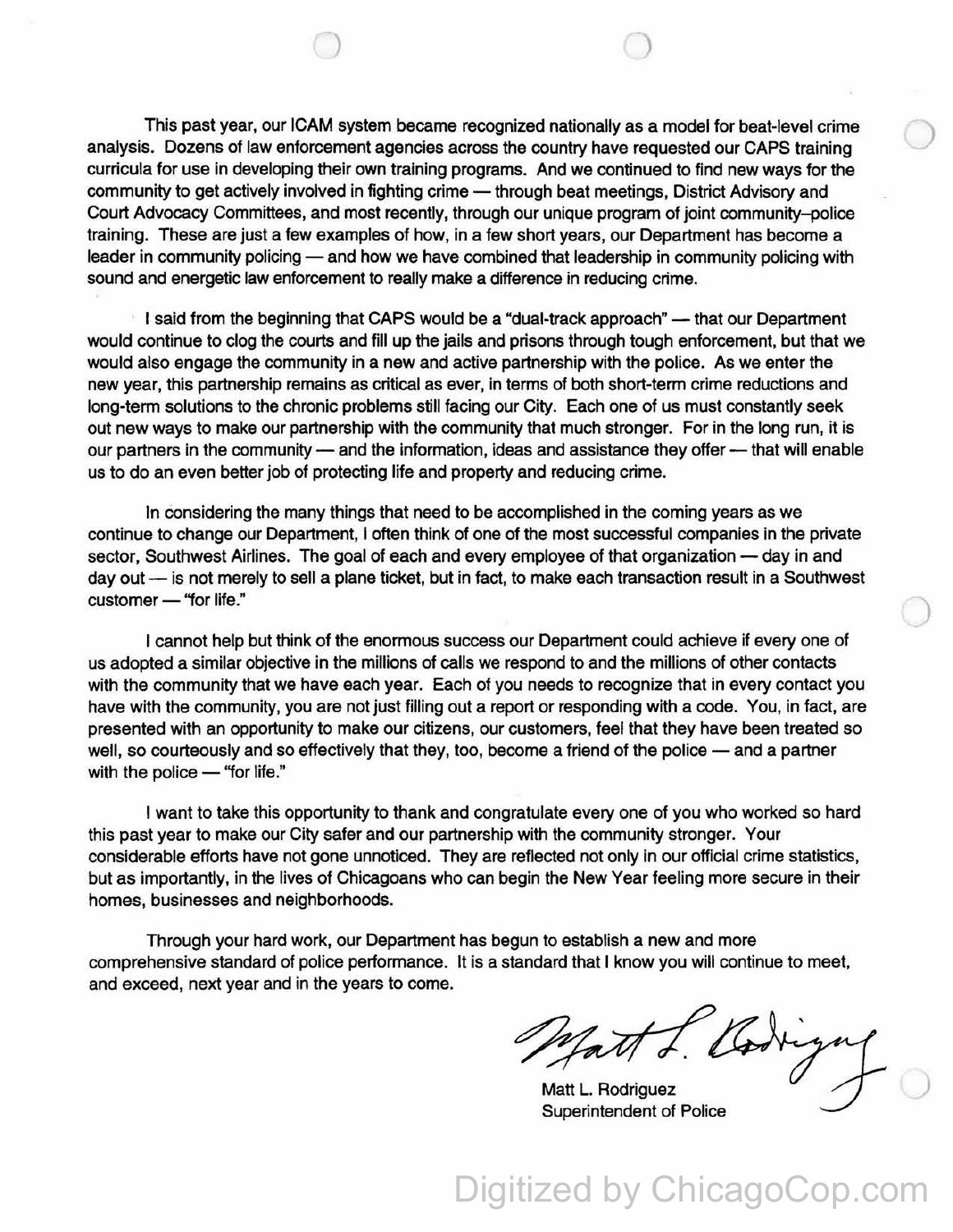This past year, our ICAM system became recognized nationally as a model for beat-level crime analysis. Dozens of law enforcement agencies across the country have requested our CAPS training curricula for use in developing their own training programs. And we continued to find new ways for the community to get actively involved in fighting crime — through beat meetings, District Advisory and Court Advocacy Committees, and most recently, through our unique program of joint community–police training. These are just a few examples of how, in a few short years, our Department has become a leader in community policing — and how we have combined that leadership in community policing with sound and energetic law enforcement to really make a difference in reducing crime.

I said from the beginning that CAPS would be a "dual-track approach" — that our Department would continue to clog the courts and fill up the jails and prisons through tough enforcement, but that we would also engage the community in a new and active partnership with the police. As we enter the new year, this partnership remains as critical as ever, in terms of both short-term crime reductions and long-term solutions to the chronic problems still facing our City. Each one of us must constantly seek out new ways to make our partnership with the community that much stronger. For in the long run, it is our partners in the community — and the information, ideas and assistance they offer — that will enable us to do an even better job of protecting life and property and reducing crime.

In considering the many things that need to be accomplished in the coming years as we continue to change our Department, I often think of one of the most successful companies in the private sector, Southwest Airlines. The goal of each and every employee of that organization — day in and day out — is not merely to sell a plane ticket, but in fact, to make each transaction result in a Southwest customer — "for life."

I cannot help but think of the enormous success our Department could achieve if every one of us adopted a similar objective in the millions of calls we respond to and the millions of other contacts with the community that we have each year. Each of you needs to recognize that in every contact you have with the community, you are not just filling out a report or responding with a code. You, in fact, are presented with an opportunity to make our citizens, our customers, feel that they have been treated so well, so courteously and so effectively that they, too, become a friend of the police — and a partner with the police — "for life."

I want to take this opportunity to thank and congratulate every one of you who worked so hard this past year to make our City safer and our partnership with the community stronger. Your considerable efforts have not gone unnoticed. They are reflected not only in our official crime statistics, but as importantly, in the lives of Chicagoans who can begin the New Year feeling more secure in their homes, businesses and neighborhoods.

Through your hard work, our Department has begun to establish a new and more comprehensive standard of police performance. It is a standard that I know you will continue to meet, and exceed, next year and in the years to come.

Matt L. Rodriguez

Matt L. Rodriguez
Superintendent of Police

Digitized by ChicagoCop.com